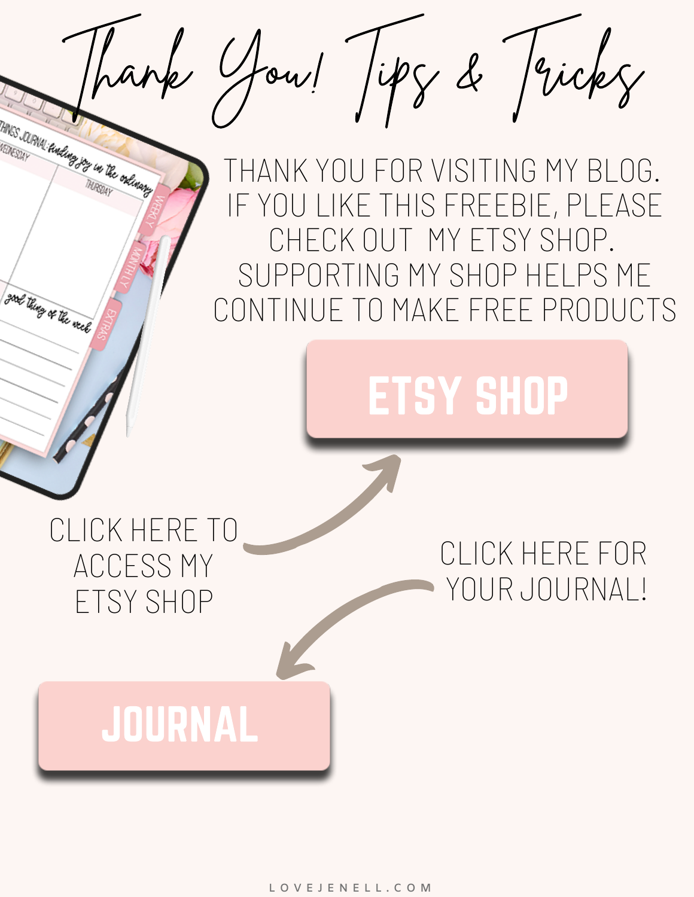# Thank You! Tips & Tricks

THANK YOU FOR VISITING MY BLOG. IF YOU LIKE THIS FREEBIE, PLEASE CHECK OUT MY ETSY SHOP. SUPPORTING MY SHOP HELPS ME CONTINUE TO MAKE FREE PRODUCTS

**ETSY SHOP**

CLICK HERE TO ACCESS MY ETSY SHOP

CLICK HERE FOR YOUR JOURNAL!

**JOURNAL**

LOVEJENELL.COM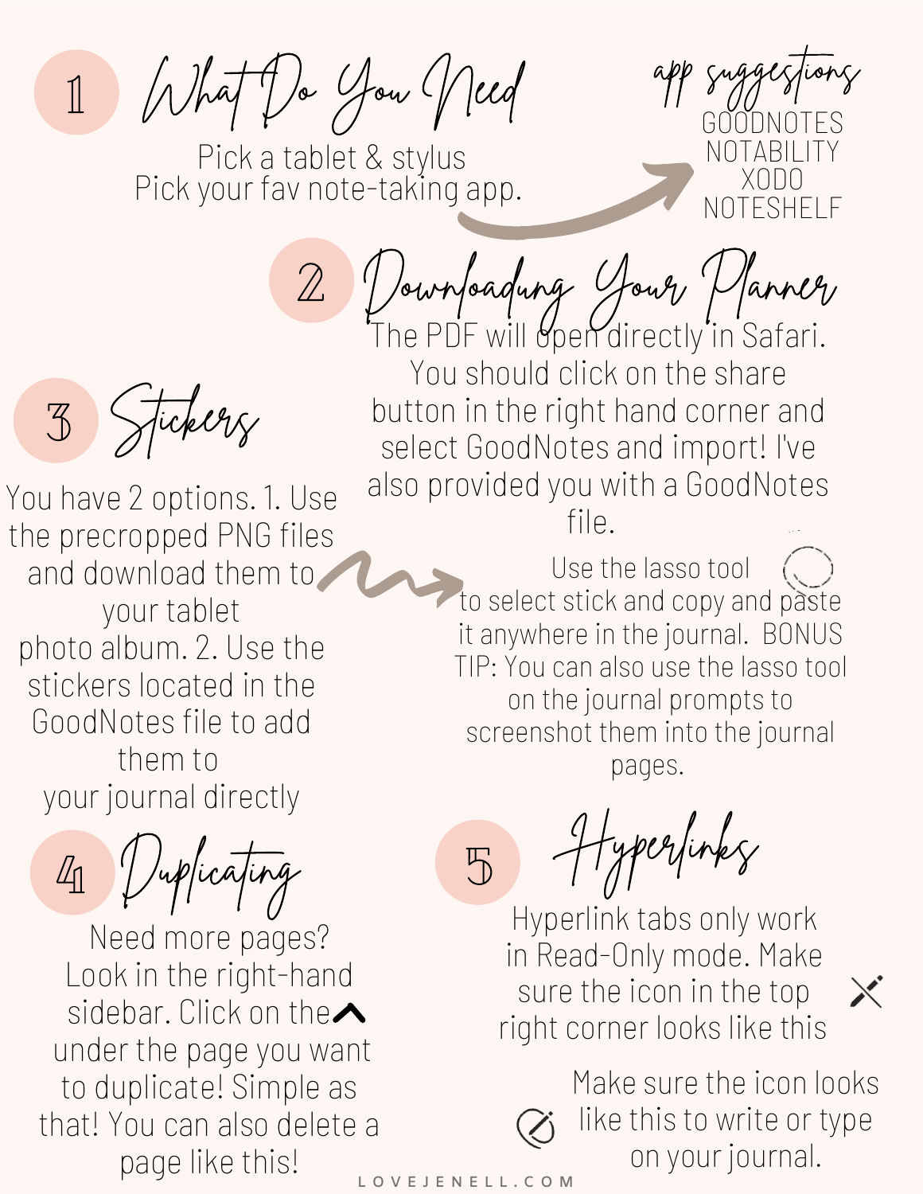## 1 What Do You Need

Pick a tablet & stylus
Pick your fav note-taking app.

### app suggestions

GOODNOTES
NOTABILITY
XODO
NOTESHELF

## 2 Downloading Your Planner

The PDF will open directly in Safari. You should click on the share button in the right hand corner and select GoodNotes and import! I've also provided you with a GoodNotes file.

## 3 Stickers

You have 2 options. 1. Use the precropped PNG files and download them to your tablet photo album. 2. Use the stickers located in the GoodNotes file to add them to your journal directly

Use the lasso tool to select stick and copy and paste it anywhere in the journal. BONUS TIP: You can also use the lasso tool on the journal prompts to screenshot them into the journal pages.

## 4 Duplicating

Need more pages? Look in the right-hand sidebar. Click on the ^ under the page you want to duplicate! Simple as that! You can also delete a page like this!

## 5 Hyperlinks

Hyperlink tabs only work in Read-Only mode. Make sure the icon in the top right corner looks like this

Make sure the icon looks like this to write or type on your journal.

LOVEJENELL.COM